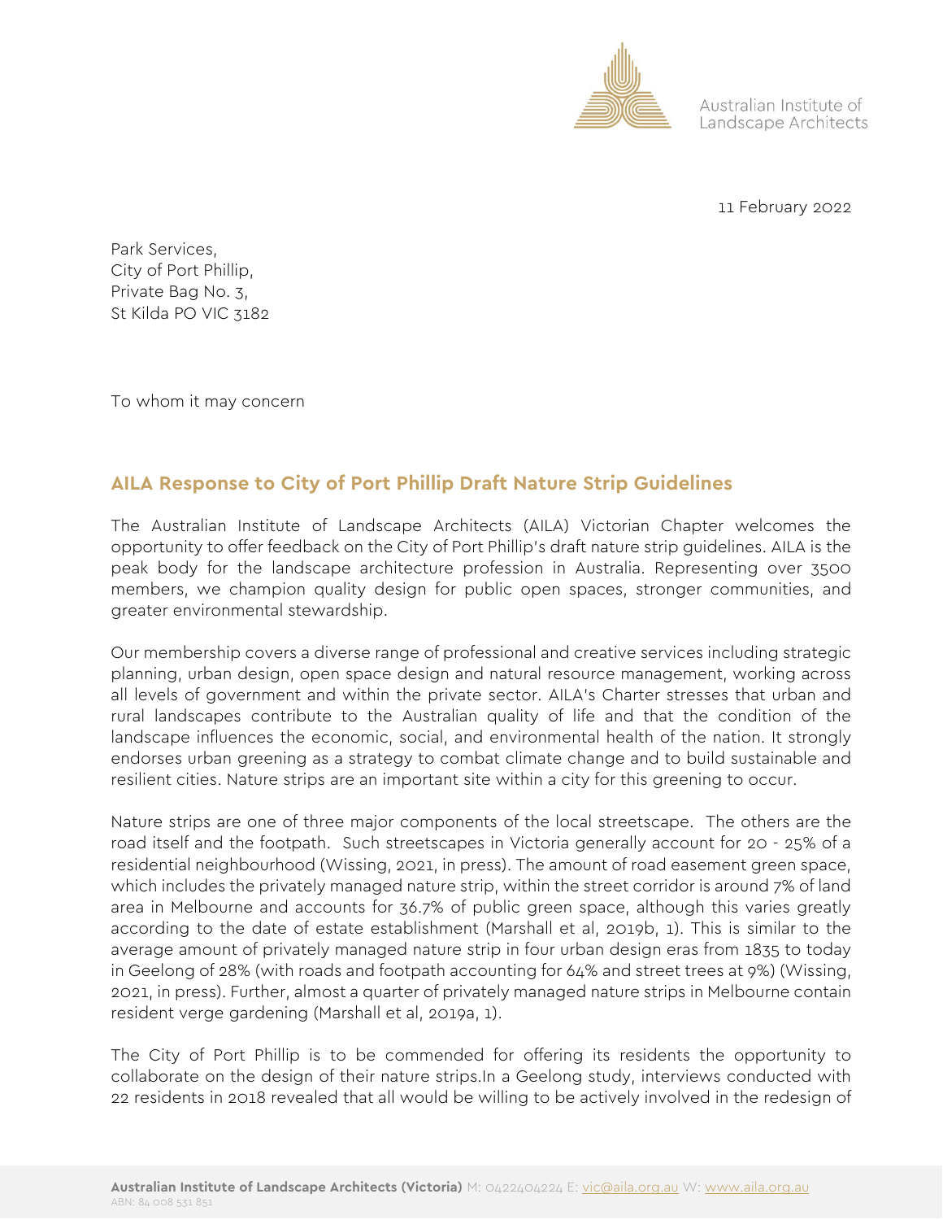Australian Institute of Landscape Architects

11 February 2022

Park Services,
City of Port Phillip,
Private Bag No. 3,
St Kilda PO VIC 3182

To whom it may concern

## AILA Response to City of Port Phillip Draft Nature Strip Guidelines

The Australian Institute of Landscape Architects (AILA) Victorian Chapter welcomes the opportunity to offer feedback on the City of Port Phillip's draft nature strip guidelines. AILA is the peak body for the landscape architecture profession in Australia. Representing over 3500 members, we champion quality design for public open spaces, stronger communities, and greater environmental stewardship.

Our membership covers a diverse range of professional and creative services including strategic planning, urban design, open space design and natural resource management, working across all levels of government and within the private sector. AILA's Charter stresses that urban and rural landscapes contribute to the Australian quality of life and that the condition of the landscape influences the economic, social, and environmental health of the nation. It strongly endorses urban greening as a strategy to combat climate change and to build sustainable and resilient cities. Nature strips are an important site within a city for this greening to occur.

Nature strips are one of three major components of the local streetscape. The others are the road itself and the footpath. Such streetscapes in Victoria generally account for 20 - 25% of a residential neighbourhood (Wissing, 2021, in press). The amount of road easement green space, which includes the privately managed nature strip, within the street corridor is around 7% of land area in Melbourne and accounts for 36.7% of public green space, although this varies greatly according to the date of estate establishment (Marshall et al, 2019b, 1). This is similar to the average amount of privately managed nature strip in four urban design eras from 1835 to today in Geelong of 28% (with roads and footpath accounting for 64% and street trees at 9%) (Wissing, 2021, in press). Further, almost a quarter of privately managed nature strips in Melbourne contain resident verge gardening (Marshall et al, 2019a, 1).

The City of Port Phillip is to be commended for offering its residents the opportunity to collaborate on the design of their nature strips.In a Geelong study, interviews conducted with 22 residents in 2018 revealed that all would be willing to be actively involved in the redesign of

**Australian Institute of Landscape Architects (Victoria)** M: 0422404224 E: vic@aila.org.au W: www.aila.org.au
ABN: 84 008 531 851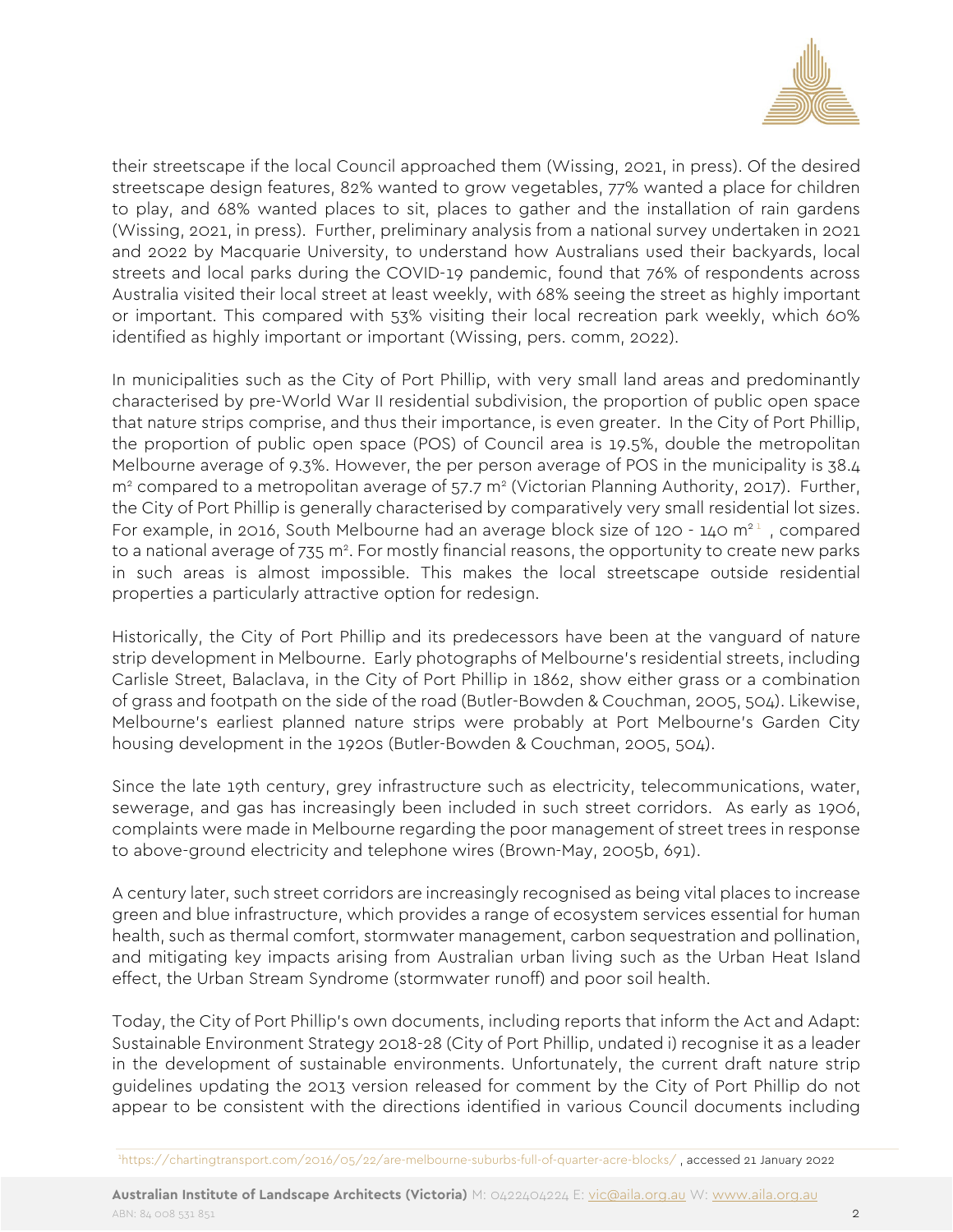their streetscape if the local Council approached them (Wissing, 2021, in press). Of the desired streetscape design features, 82% wanted to grow vegetables, 77% wanted a place for children to play, and 68% wanted places to sit, places to gather and the installation of rain gardens (Wissing, 2021, in press). Further, preliminary analysis from a national survey undertaken in 2021 and 2022 by Macquarie University, to understand how Australians used their backyards, local streets and local parks during the COVID-19 pandemic, found that 76% of respondents across Australia visited their local street at least weekly, with 68% seeing the street as highly important or important. This compared with 53% visiting their local recreation park weekly, which 60% identified as highly important or important (Wissing, pers. comm, 2022).

In municipalities such as the City of Port Phillip, with very small land areas and predominantly characterised by pre-World War II residential subdivision, the proportion of public open space that nature strips comprise, and thus their importance, is even greater. In the City of Port Phillip, the proportion of public open space (POS) of Council area is 19.5%, double the metropolitan Melbourne average of 9.3%. However, the per person average of POS in the municipality is 38.4 $m^2$ compared to a metropolitan average of 57.7 $m^2$ (Victorian Planning Authority, 2017). Further, the City of Port Phillip is generally characterised by comparatively very small residential lot sizes. For example, in 2016, South Melbourne had an average block size of 120 - 140 $m^2$ [1], compared to a national average of 735 $m^2$. For mostly financial reasons, the opportunity to create new parks in such areas is almost impossible. This makes the local streetscape outside residential properties a particularly attractive option for redesign.

Historically, the City of Port Phillip and its predecessors have been at the vanguard of nature strip development in Melbourne. Early photographs of Melbourne's residential streets, including Carlisle Street, Balaclava, in the City of Port Phillip in 1862, show either grass or a combination of grass and footpath on the side of the road (Butler-Bowden & Couchman, 2005, 504). Likewise, Melbourne's earliest planned nature strips were probably at Port Melbourne's Garden City housing development in the 1920s (Butler-Bowden & Couchman, 2005, 504).

Since the late 19th century, grey infrastructure such as electricity, telecommunications, water, sewerage, and gas has increasingly been included in such street corridors. As early as 1906, complaints were made in Melbourne regarding the poor management of street trees in response to above-ground electricity and telephone wires (Brown-May, 2005b, 691).

A century later, such street corridors are increasingly recognised as being vital places to increase green and blue infrastructure, which provides a range of ecosystem services essential for human health, such as thermal comfort, stormwater management, carbon sequestration and pollination, and mitigating key impacts arising from Australian urban living such as the Urban Heat Island effect, the Urban Stream Syndrome (stormwater runoff) and poor soil health.

Today, the City of Port Phillip's own documents, including reports that inform the Act and Adapt: Sustainable Environment Strategy 2018-28 (City of Port Phillip, undated i) recognise it as a leader in the development of sustainable environments. Unfortunately, the current draft nature strip guidelines updating the 2013 version released for comment by the City of Port Phillip do not appear to be consistent with the directions identified in various Council documents including

[1] https://chartingtransport.com/2016/05/22/are-melbourne-suburbs-full-of-quarter-acre-blocks/ , accessed 21 January 2022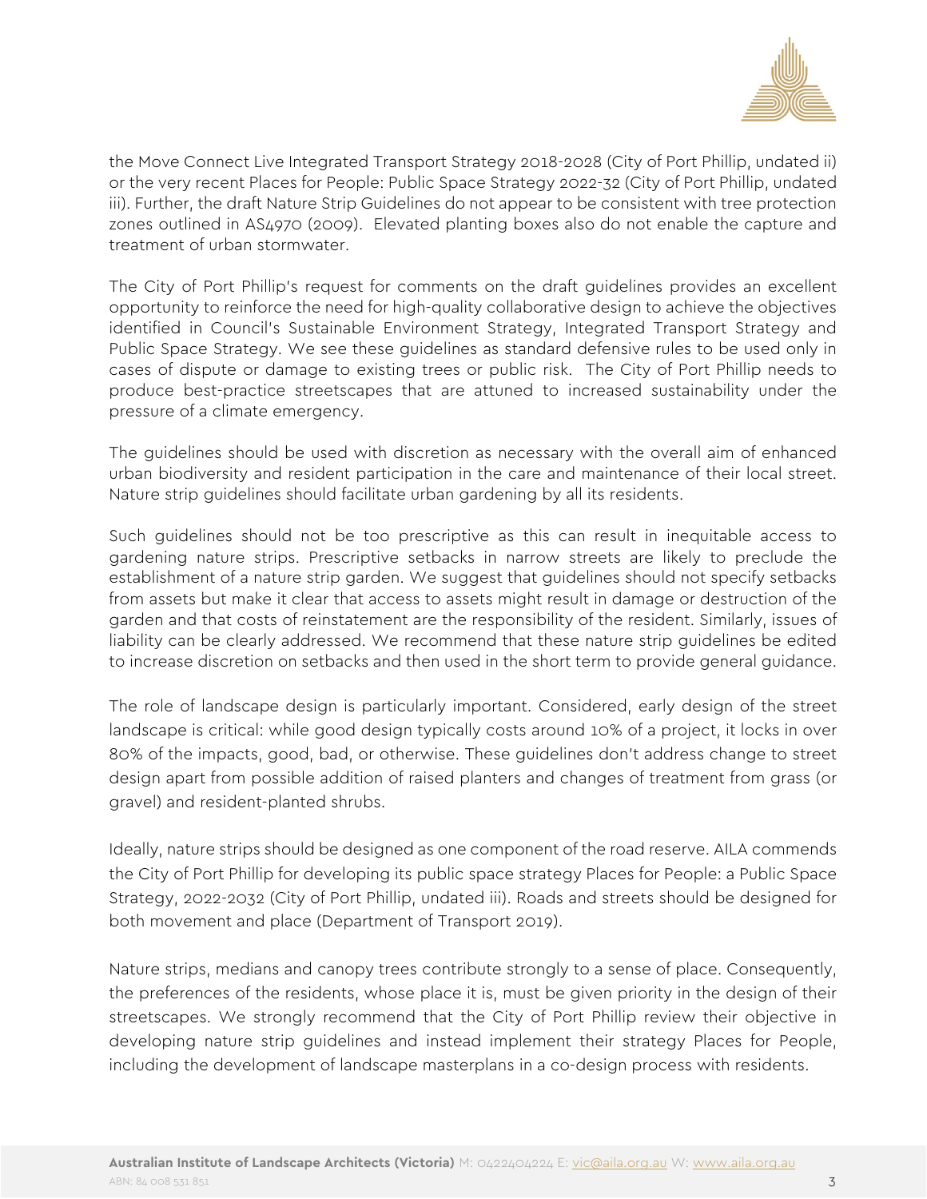the Move Connect Live Integrated Transport Strategy 2018-2028 (City of Port Phillip, undated ii) or the very recent Places for People: Public Space Strategy 2022-32 (City of Port Phillip, undated iii). Further, the draft Nature Strip Guidelines do not appear to be consistent with tree protection zones outlined in AS4970 (2009). Elevated planting boxes also do not enable the capture and treatment of urban stormwater.

The City of Port Phillip's request for comments on the draft guidelines provides an excellent opportunity to reinforce the need for high-quality collaborative design to achieve the objectives identified in Council's Sustainable Environment Strategy, Integrated Transport Strategy and Public Space Strategy. We see these guidelines as standard defensive rules to be used only in cases of dispute or damage to existing trees or public risk. The City of Port Phillip needs to produce best-practice streetscapes that are attuned to increased sustainability under the pressure of a climate emergency.

The guidelines should be used with discretion as necessary with the overall aim of enhanced urban biodiversity and resident participation in the care and maintenance of their local street. Nature strip guidelines should facilitate urban gardening by all its residents.

Such guidelines should not be too prescriptive as this can result in inequitable access to gardening nature strips. Prescriptive setbacks in narrow streets are likely to preclude the establishment of a nature strip garden. We suggest that guidelines should not specify setbacks from assets but make it clear that access to assets might result in damage or destruction of the garden and that costs of reinstatement are the responsibility of the resident. Similarly, issues of liability can be clearly addressed. We recommend that these nature strip guidelines be edited to increase discretion on setbacks and then used in the short term to provide general guidance.

The role of landscape design is particularly important. Considered, early design of the street landscape is critical: while good design typically costs around 10% of a project, it locks in over 80% of the impacts, good, bad, or otherwise. These guidelines don't address change to street design apart from possible addition of raised planters and changes of treatment from grass (or gravel) and resident-planted shrubs.

Ideally, nature strips should be designed as one component of the road reserve. AILA commends the City of Port Phillip for developing its public space strategy Places for People: a Public Space Strategy, 2022-2032 (City of Port Phillip, undated iii). Roads and streets should be designed for both movement and place (Department of Transport 2019).

Nature strips, medians and canopy trees contribute strongly to a sense of place. Consequently, the preferences of the residents, whose place it is, must be given priority in the design of their streetscapes. We strongly recommend that the City of Port Phillip review their objective in developing nature strip guidelines and instead implement their strategy Places for People, including the development of landscape masterplans in a co-design process with residents.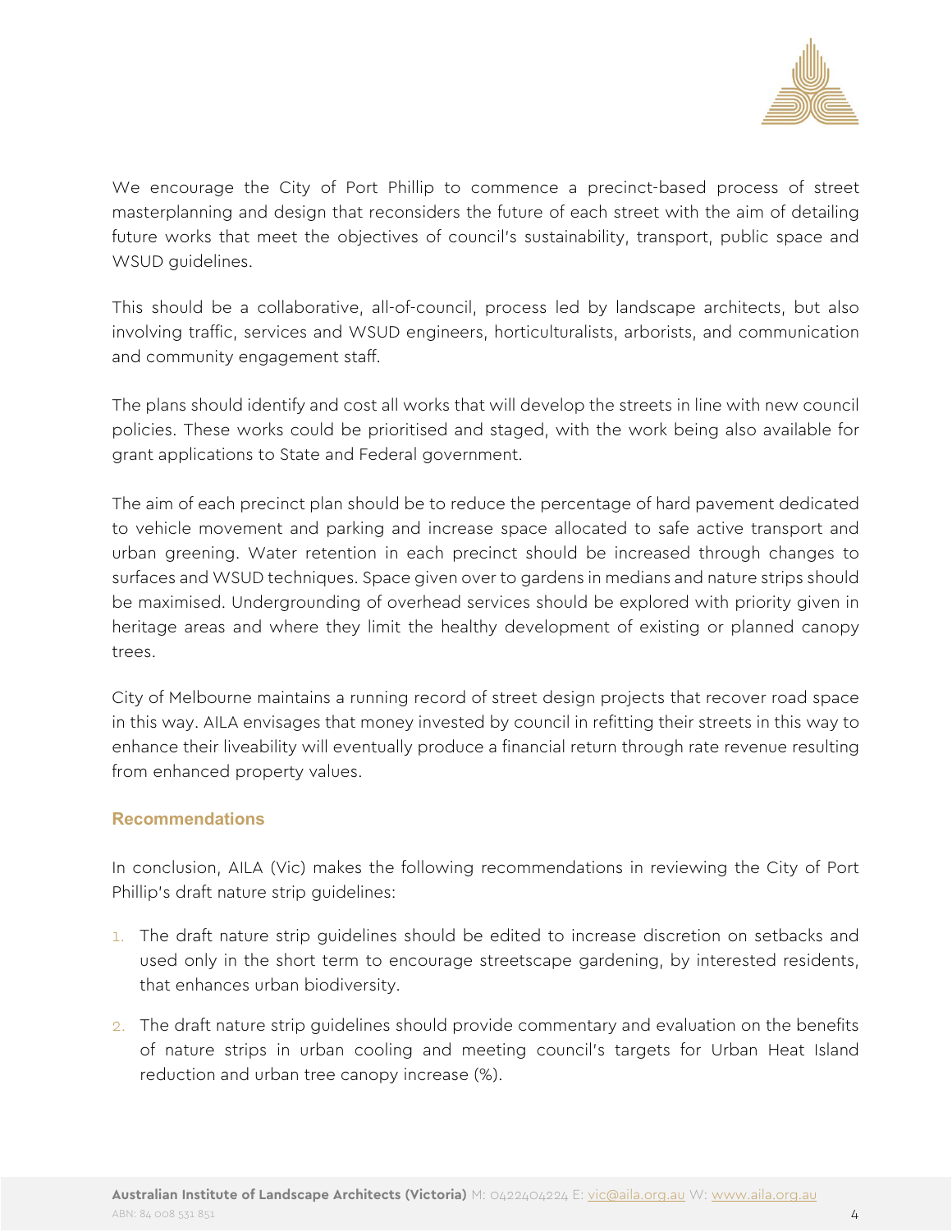We encourage the City of Port Phillip to commence a precinct-based process of street masterplanning and design that reconsiders the future of each street with the aim of detailing future works that meet the objectives of council's sustainability, transport, public space and WSUD guidelines.

This should be a collaborative, all-of-council, process led by landscape architects, but also involving traffic, services and WSUD engineers, horticulturalists, arborists, and communication and community engagement staff.

The plans should identify and cost all works that will develop the streets in line with new council policies. These works could be prioritised and staged, with the work being also available for grant applications to State and Federal government.

The aim of each precinct plan should be to reduce the percentage of hard pavement dedicated to vehicle movement and parking and increase space allocated to safe active transport and urban greening. Water retention in each precinct should be increased through changes to surfaces and WSUD techniques. Space given over to gardens in medians and nature strips should be maximised. Undergrounding of overhead services should be explored with priority given in heritage areas and where they limit the healthy development of existing or planned canopy trees.

City of Melbourne maintains a running record of street design projects that recover road space in this way. AILA envisages that money invested by council in refitting their streets in this way to enhance their liveability will eventually produce a financial return through rate revenue resulting from enhanced property values.

### Recommendations

In conclusion, AILA (Vic) makes the following recommendations in reviewing the City of Port Phillip's draft nature strip guidelines:

1. The draft nature strip guidelines should be edited to increase discretion on setbacks and used only in the short term to encourage streetscape gardening, by interested residents, that enhances urban biodiversity.
2. The draft nature strip guidelines should provide commentary and evaluation on the benefits of nature strips in urban cooling and meeting council's targets for Urban Heat Island reduction and urban tree canopy increase (%).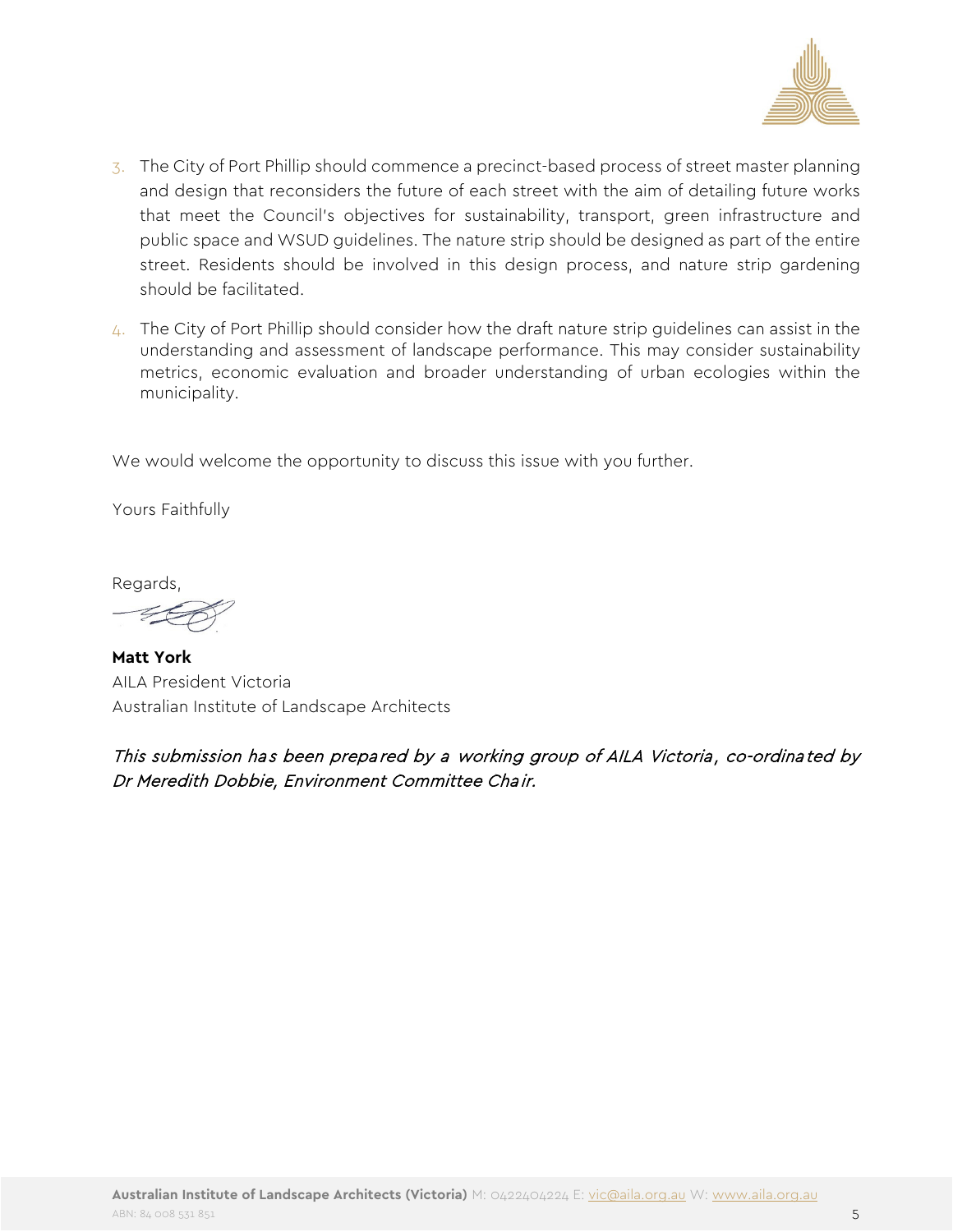3. The City of Port Phillip should commence a precinct-based process of street master planning and design that reconsiders the future of each street with the aim of detailing future works that meet the Council's objectives for sustainability, transport, green infrastructure and public space and WSUD guidelines. The nature strip should be designed as part of the entire street. Residents should be involved in this design process, and nature strip gardening should be facilitated.

4. The City of Port Phillip should consider how the draft nature strip guidelines can assist in the understanding and assessment of landscape performance. This may consider sustainability metrics, economic evaluation and broader understanding of urban ecologies within the municipality.

We would welcome the opportunity to discuss this issue with you further.

Yours Faithfully

Regards,

**Matt York**
AILA President Victoria
Australian Institute of Landscape Architects

*This submission has been prepared by a working group of AILA Victoria, co-ordinated by Dr Meredith Dobbie, Environment Committee Chair.*

**Australian Institute of Landscape Architects (Victoria)** M: 0422404224 E: vic@aila.org.au W: www.aila.org.au
ABN: 84 008 531 851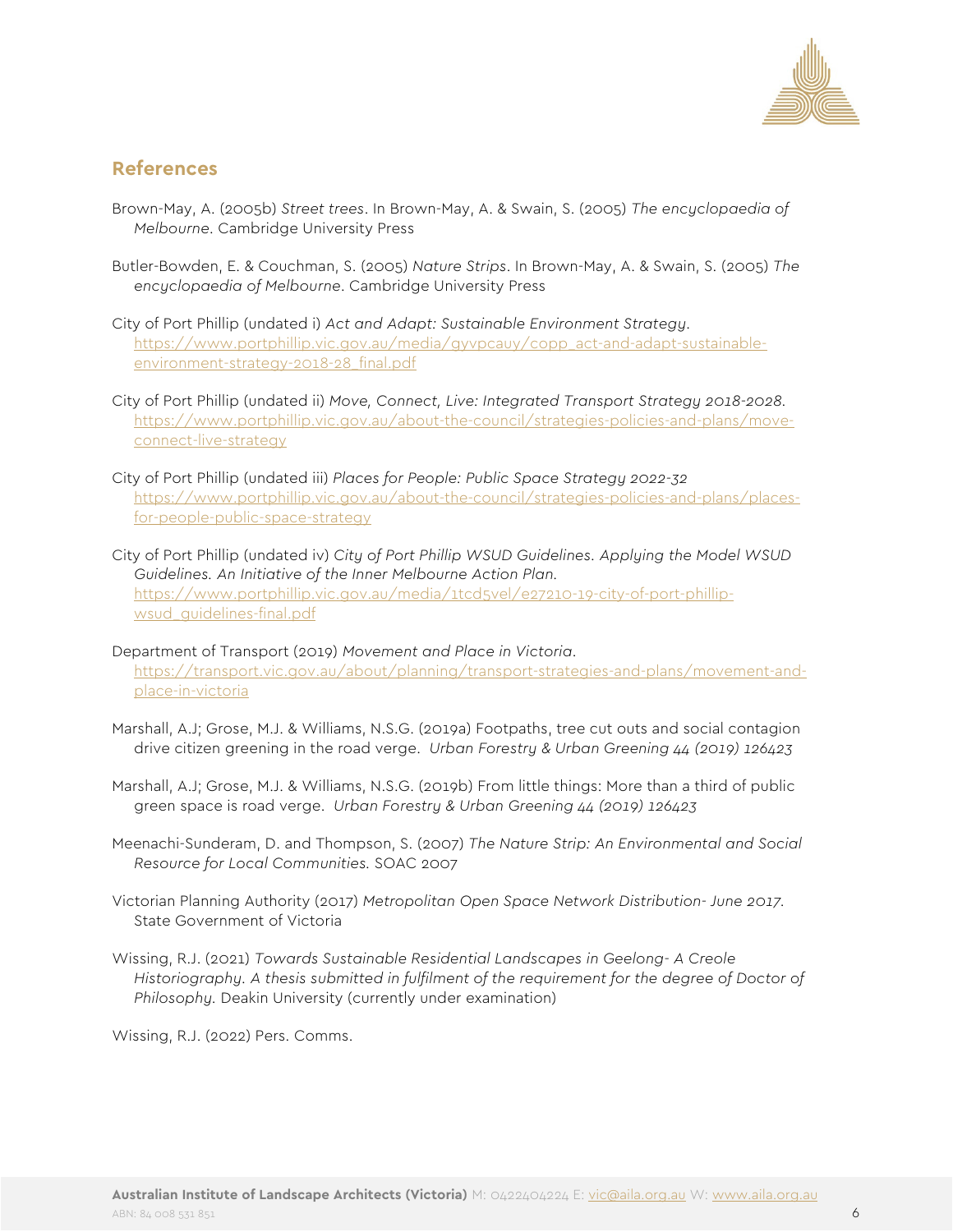## References

Brown-May, A. (2005b) *Street trees*. In Brown-May, A. & Swain, S. (2005) *The encyclopaedia of Melbourne*. Cambridge University Press

Butler-Bowden, E. & Couchman, S. (2005) *Nature Strips*. In Brown-May, A. & Swain, S. (2005) *The encyclopaedia of Melbourne*. Cambridge University Press

City of Port Phillip (undated i) *Act and Adapt: Sustainable Environment Strategy*. https://www.portphillip.vic.gov.au/media/gyvpcauy/copp_act-and-adapt-sustainable-environment-strategy-2018-28_final.pdf

City of Port Phillip (undated ii) *Move, Connect, Live: Integrated Transport Strategy 2018-2028*. https://www.portphillip.vic.gov.au/about-the-council/strategies-policies-and-plans/move-connect-live-strategy

City of Port Phillip (undated iii) *Places for People: Public Space Strategy 2022-32* https://www.portphillip.vic.gov.au/about-the-council/strategies-policies-and-plans/places-for-people-public-space-strategy

City of Port Phillip (undated iv) *City of Port Phillip WSUD Guidelines. Applying the Model WSUD Guidelines. An Initiative of the Inner Melbourne Action Plan.* https://www.portphillip.vic.gov.au/media/1tcd5vel/e27210-19-city-of-port-phillip-wsud_guidelines-final.pdf

Department of Transport (2019) *Movement and Place in Victoria*. https://transport.vic.gov.au/about/planning/transport-strategies-and-plans/movement-and-place-in-victoria

Marshall, A.J; Grose, M.J. & Williams, N.S.G. (2019a) Footpaths, tree cut outs and social contagion drive citizen greening in the road verge. *Urban Forestry & Urban Greening 44 (2019) 126423*

Marshall, A.J; Grose, M.J. & Williams, N.S.G. (2019b) From little things: More than a third of public green space is road verge. *Urban Forestry & Urban Greening 44 (2019) 126423*

Meenachi-Sunderam, D. and Thompson, S. (2007) *The Nature Strip: An Environmental and Social Resource for Local Communities.* SOAC 2007

Victorian Planning Authority (2017) *Metropolitan Open Space Network Distribution- June 2017*. State Government of Victoria

Wissing, R.J. (2021) *Towards Sustainable Residential Landscapes in Geelong- A Creole Historiography. A thesis submitted in fulfilment of the requirement for the degree of Doctor of Philosophy.* Deakin University (currently under examination)

Wissing, R.J. (2022) Pers. Comms.